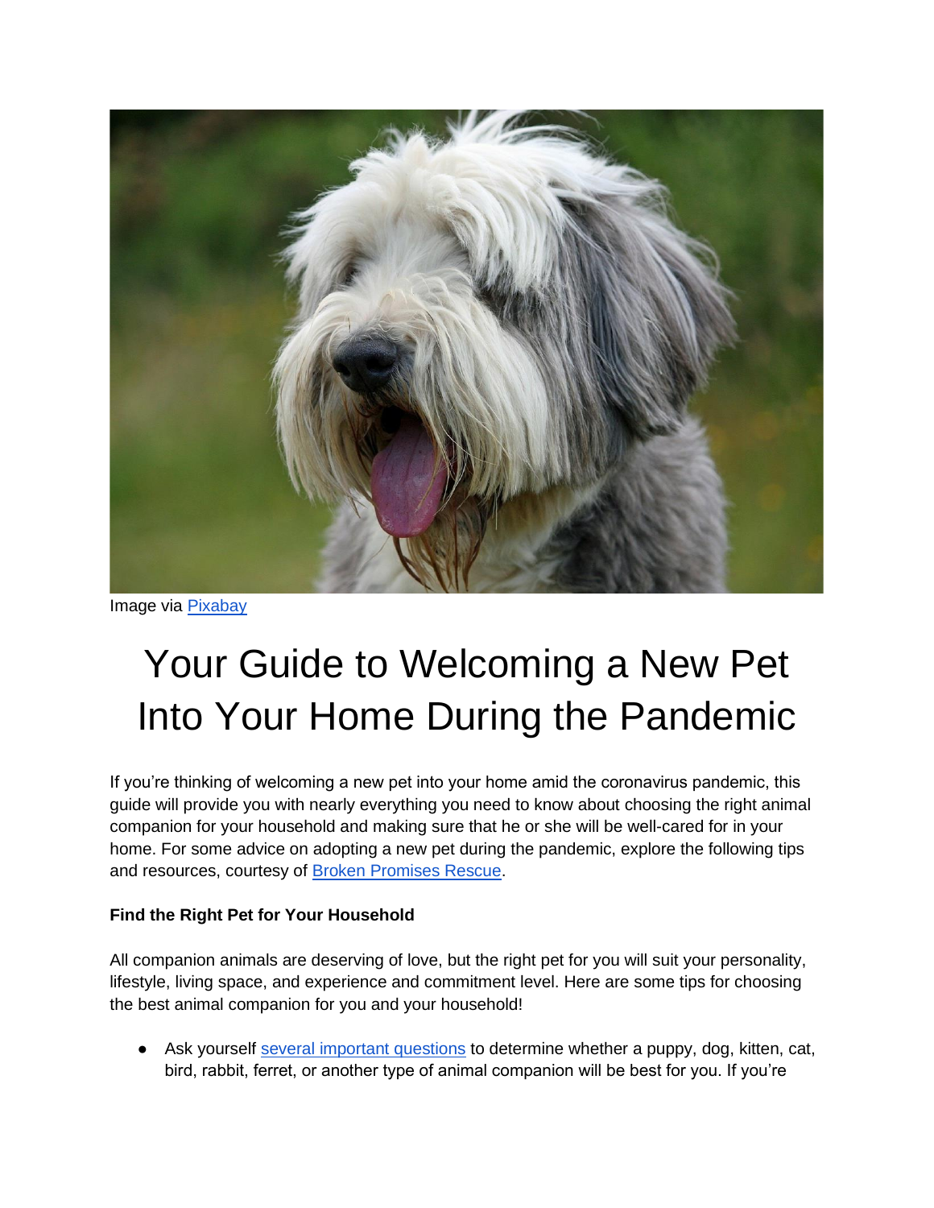Image via [Pixabay]

# Your Guide to Welcoming a New Pet Into Your Home During the Pandemic

If you're thinking of welcoming a new pet into your home amid the coronavirus pandemic, this guide will provide you with nearly everything you need to know about choosing the right animal companion for your household and making sure that he or she will be well-cared for in your home. For some advice on adopting a new pet during the pandemic, explore the following tips and resources, courtesy of [Broken Promises Rescue].

**Find the Right Pet for Your Household**

All companion animals are deserving of love, but the right pet for you will suit your personality, lifestyle, living space, and experience and commitment level. Here are some tips for choosing the best animal companion for you and your household!

- Ask yourself [several important questions] to determine whether a puppy, dog, kitten, cat, bird, rabbit, ferret, or another type of animal companion will be best for you. If you're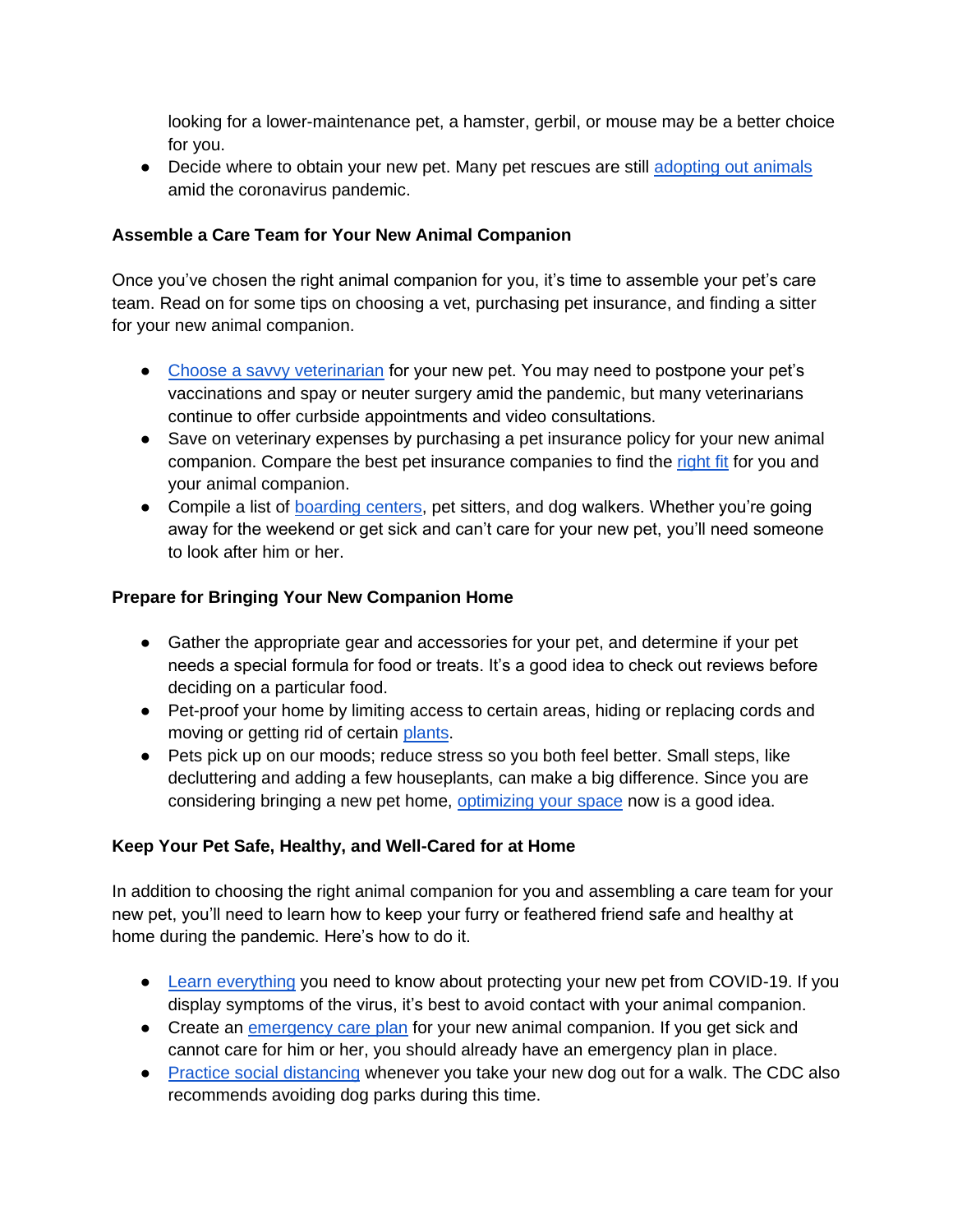looking for a lower-maintenance pet, a hamster, gerbil, or mouse may be a better choice for you.

- Decide where to obtain your new pet. Many pet rescues are still adopting out animals amid the coronavirus pandemic.

**Assemble a Care Team for Your New Animal Companion**

Once you've chosen the right animal companion for you, it's time to assemble your pet's care team. Read on for some tips on choosing a vet, purchasing pet insurance, and finding a sitter for your new animal companion.

- Choose a savvy veterinarian for your new pet. You may need to postpone your pet's vaccinations and spay or neuter surgery amid the pandemic, but many veterinarians continue to offer curbside appointments and video consultations.
- Save on veterinary expenses by purchasing a pet insurance policy for your new animal companion. Compare the best pet insurance companies to find the right fit for you and your animal companion.
- Compile a list of boarding centers, pet sitters, and dog walkers. Whether you're going away for the weekend or get sick and can't care for your new pet, you'll need someone to look after him or her.

**Prepare for Bringing Your New Companion Home**

- Gather the appropriate gear and accessories for your pet, and determine if your pet needs a special formula for food or treats. It's a good idea to check out reviews before deciding on a particular food.
- Pet-proof your home by limiting access to certain areas, hiding or replacing cords and moving or getting rid of certain plants.
- Pets pick up on our moods; reduce stress so you both feel better. Small steps, like decluttering and adding a few houseplants, can make a big difference. Since you are considering bringing a new pet home, optimizing your space now is a good idea.

**Keep Your Pet Safe, Healthy, and Well-Cared for at Home**

In addition to choosing the right animal companion for you and assembling a care team for your new pet, you'll need to learn how to keep your furry or feathered friend safe and healthy at home during the pandemic. Here's how to do it.

- Learn everything you need to know about protecting your new pet from COVID-19. If you display symptoms of the virus, it's best to avoid contact with your animal companion.
- Create an emergency care plan for your new animal companion. If you get sick and cannot care for him or her, you should already have an emergency plan in place.
- Practice social distancing whenever you take your new dog out for a walk. The CDC also recommends avoiding dog parks during this time.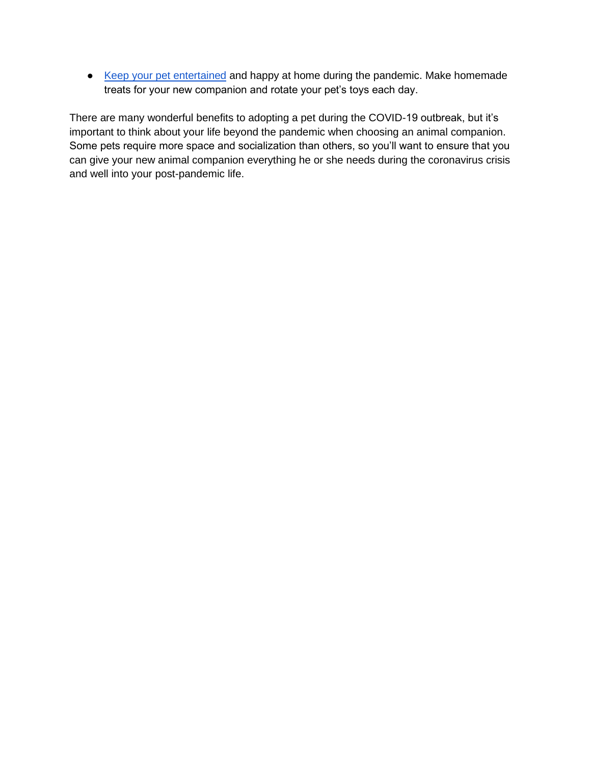- Keep your pet entertained and happy at home during the pandemic. Make homemade treats for your new companion and rotate your pet's toys each day.

There are many wonderful benefits to adopting a pet during the COVID-19 outbreak, but it's important to think about your life beyond the pandemic when choosing an animal companion. Some pets require more space and socialization than others, so you'll want to ensure that you can give your new animal companion everything he or she needs during the coronavirus crisis and well into your post-pandemic life.